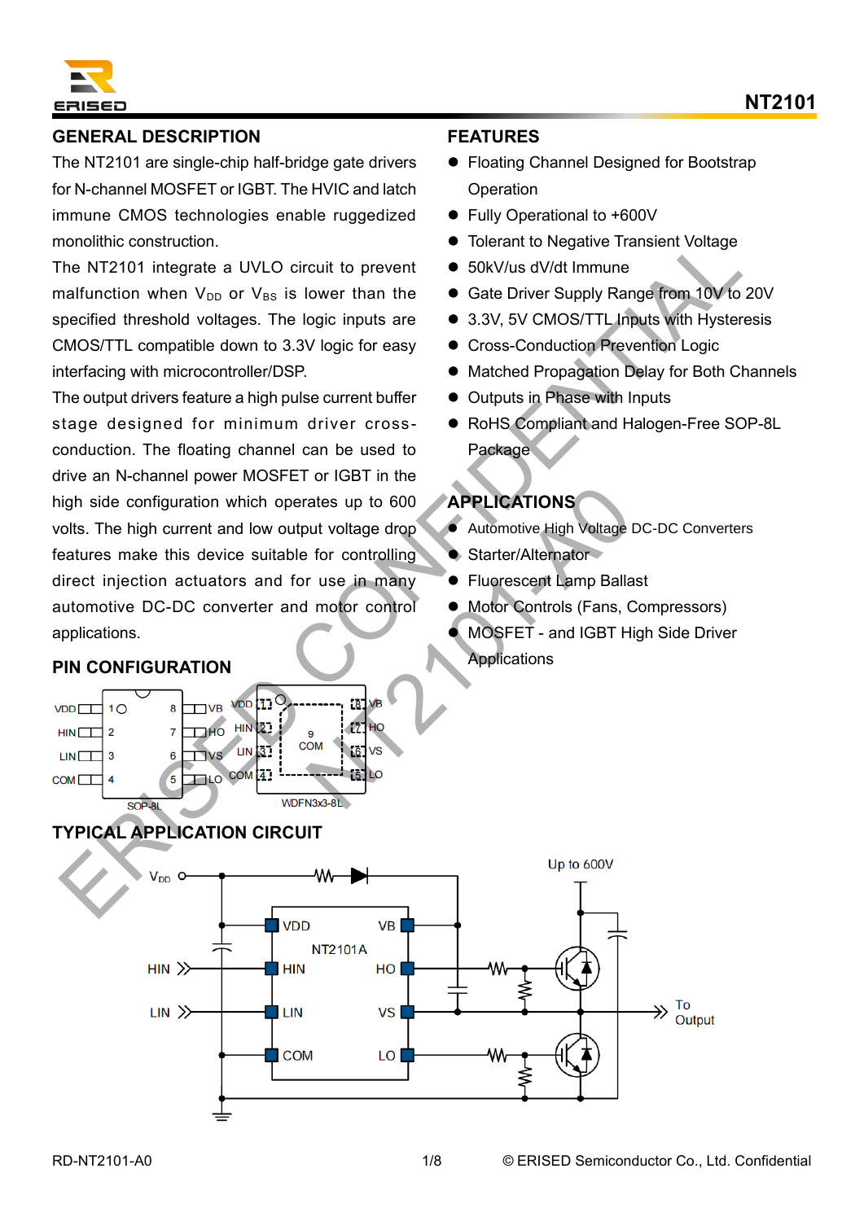# NT2101

## GENERAL DESCRIPTION

The NT2101 are single-chip half-bridge gate drivers for N-channel MOSFET or IGBT. The HVIC and latch immune CMOS technologies enable ruggedized monolithic construction.

The NT2101 integrate a UVLO circuit to prevent malfunction when $V_{DD}$ or $V_{BS}$ is lower than the specified threshold voltages. The logic inputs are CMOS/TTL compatible down to 3.3V logic for easy interfacing with microcontroller/DSP.

The output drivers feature a high pulse current buffer stage designed for minimum driver cross-conduction. The floating channel can be used to drive an N-channel power MOSFET or IGBT in the high side configuration which operates up to 600 volts. The high current and low output voltage drop features make this device suitable for controlling direct injection actuators and for use in many automotive DC-DC converter and motor control applications.

## FEATURES

- Floating Channel Designed for Bootstrap Operation
- Fully Operational to +600V
- Tolerant to Negative Transient Voltage
- 50kV/us dV/dt Immune
- Gate Driver Supply Range from 10V to 20V
- 3.3V, 5V CMOS/TTL Inputs with Hysteresis
- Cross-Conduction Prevention Logic
- Matched Propagation Delay for Both Channels
- Outputs in Phase with Inputs
- RoHS Compliant and Halogen-Free SOP-8L Package

## APPLICATIONS

- Automotive High Voltage DC-DC Converters
- Starter/Alternator
- Fluorescent Lamp Ballast
- Motor Controls (Fans, Compressors)
- MOSFET - and IGBT High Side Driver Applications

## PIN CONFIGURATION

SOP-8L: 1 VDD, 2 HIN, 3 LIN, 4 COM, 5 LO, 6 VS, 7 HO, 8 VB

WDFN3x3-8L: 1 VDD, 2 HIN, 3 LIN, 4 COM, 5 LO, 6 VS, 7 HO, 8 VB, 9 COM

## TYPICAL APPLICATION CIRCUIT

$V_{DD}$, HIN, LIN, NT2101A (VDD, HIN, LIN, COM, VB, HO, VS, LO), Up to 600V, To Output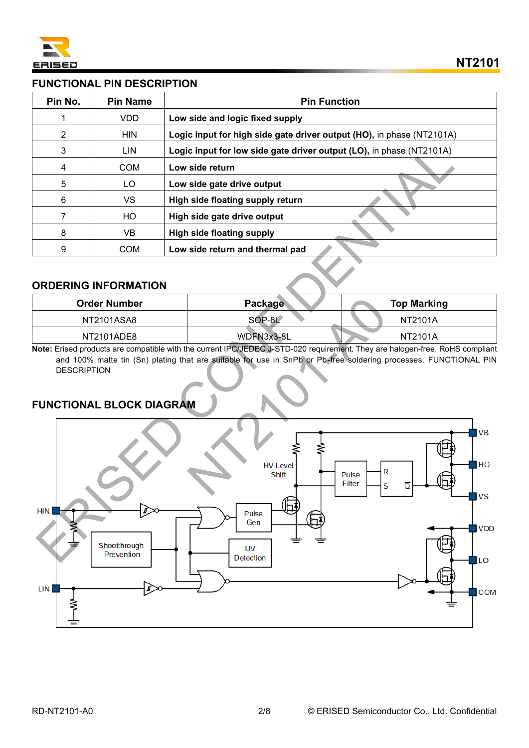## FUNCTIONAL PIN DESCRIPTION

| Pin No. | Pin Name | Pin Function |
|---|---|---|
| 1 | VDD | **Low side and logic fixed supply** |
| 2 | HIN | **Logic input for high side gate driver output (HO),** in phase (NT2101A) |
| 3 | LIN | **Logic input for low side gate driver output (LO),** in phase (NT2101A) |
| 4 | COM | **Low side return** |
| 5 | LO | **Low side gate drive output** |
| 6 | VS | **High side floating supply return** |
| 7 | HO | **High side gate drive output** |
| 8 | VB | **High side floating supply** |
| 9 | COM | **Low side return and thermal pad** |

## ORDERING INFORMATION

| Order Number | Package | Top Marking |
|---|---|---|
| NT2101ASA8 | SOP-8L | NT2101A |
| NT2101ADE8 | WDFN3x3-8L | NT2101A |

**Note:** Erised products are compatible with the current IPC/JEDEC J-STD-020 requirement. They are halogen-free, RoHS compliant and 100% matte tin (Sn) plating that are suitable for use in SnPb or Pb-free soldering processes. FUNCTIONAL PIN DESCRIPTION

## FUNCTIONAL BLOCK DIAGRAM

VB
HO
VS
VDD
LO
COM
HIN
LIN
HV Level Shift
Pulse Filter
R
S
Q̄
Pulse Gen
UV Detection
Shootthrough Prevention